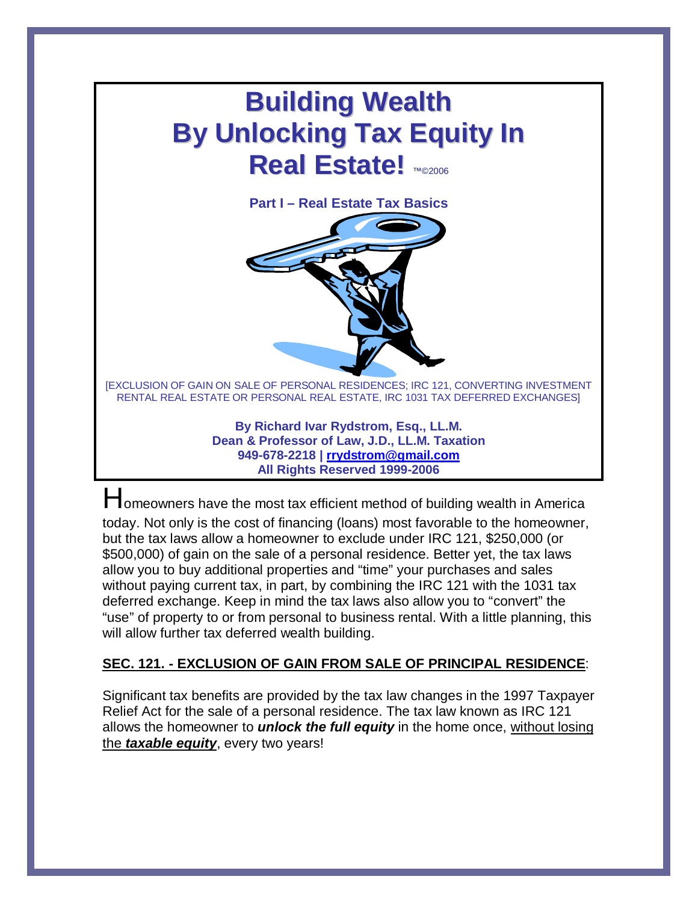# Building Wealth By Unlocking Tax Equity In Real Estate! ™©2006

**Part I – Real Estate Tax Basics**

[EXCLUSION OF GAIN ON SALE OF PERSONAL RESIDENCES; IRC 121, CONVERTING INVESTMENT RENTAL REAL ESTATE OR PERSONAL REAL ESTATE, IRC 1031 TAX DEFERRED EXCHANGES]

**By Richard Ivar Rydstrom, Esq., LL.M.**
**Dean & Professor of Law, J.D., LL.M. Taxation**
**949-678-2218 | rrydstrom@gmail.com**
**All Rights Reserved 1999-2006**

Homeowners have the most tax efficient method of building wealth in America today. Not only is the cost of financing (loans) most favorable to the homeowner, but the tax laws allow a homeowner to exclude under IRC 121, $250,000 (or $500,000) of gain on the sale of a personal residence. Better yet, the tax laws allow you to buy additional properties and "time" your purchases and sales without paying current tax, in part, by combining the IRC 121 with the 1031 tax deferred exchange. Keep in mind the tax laws also allow you to "convert" the "use" of property to or from personal to business rental. With a little planning, this will allow further tax deferred wealth building.

**SEC. 121. - EXCLUSION OF GAIN FROM SALE OF PRINCIPAL RESIDENCE**:

Significant tax benefits are provided by the tax law changes in the 1997 Taxpayer Relief Act for the sale of a personal residence. The tax law known as IRC 121 allows the homeowner to ***unlock the full equity*** in the home once, without losing the ***taxable equity***, every two years!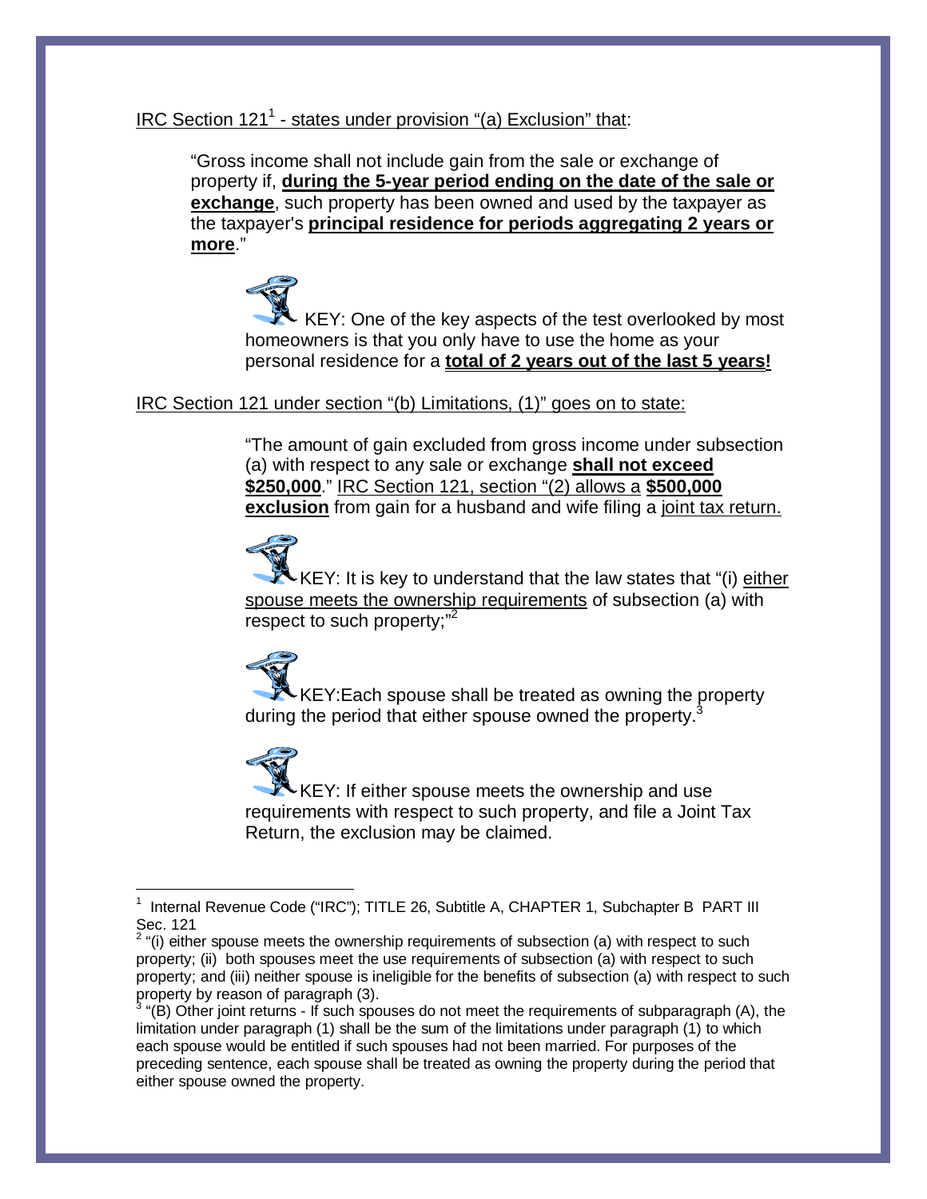IRC Section 121[1] - states under provision "(a) Exclusion" that:

> "Gross income shall not include gain from the sale or exchange of property if, **during the 5-year period ending on the date of the sale or exchange**, such property has been owned and used by the taxpayer as the taxpayer's **principal residence for periods aggregating 2 years or more**."

> KEY: One of the key aspects of the test overlooked by most homeowners is that you only have to use the home as your personal residence for a **total of 2 years out of the last 5 years!**

IRC Section 121 under section "(b) Limitations, (1)" goes on to state:

> "The amount of gain excluded from gross income under subsection (a) with respect to any sale or exchange **shall not exceed $250,000**." IRC Section 121, section "(2) allows a **$500,000 exclusion** from gain for a husband and wife filing a joint tax return.

> KEY: It is key to understand that the law states that "(i) either spouse meets the ownership requirements of subsection (a) with respect to such property;"[2]

> KEY:Each spouse shall be treated as owning the property during the period that either spouse owned the property.[3]

> KEY: If either spouse meets the ownership and use requirements with respect to such property, and file a Joint Tax Return, the exclusion may be claimed.

---

[1] Internal Revenue Code ("IRC"); TITLE 26, Subtitle A, CHAPTER 1, Subchapter B PART III Sec. 121

[2] "(i) either spouse meets the ownership requirements of subsection (a) with respect to such property; (ii) both spouses meet the use requirements of subsection (a) with respect to such property; and (iii) neither spouse is ineligible for the benefits of subsection (a) with respect to such property by reason of paragraph (3).

[3] "(B) Other joint returns - If such spouses do not meet the requirements of subparagraph (A), the limitation under paragraph (1) shall be the sum of the limitations under paragraph (1) to which each spouse would be entitled if such spouses had not been married. For purposes of the preceding sentence, each spouse shall be treated as owning the property during the period that either spouse owned the property.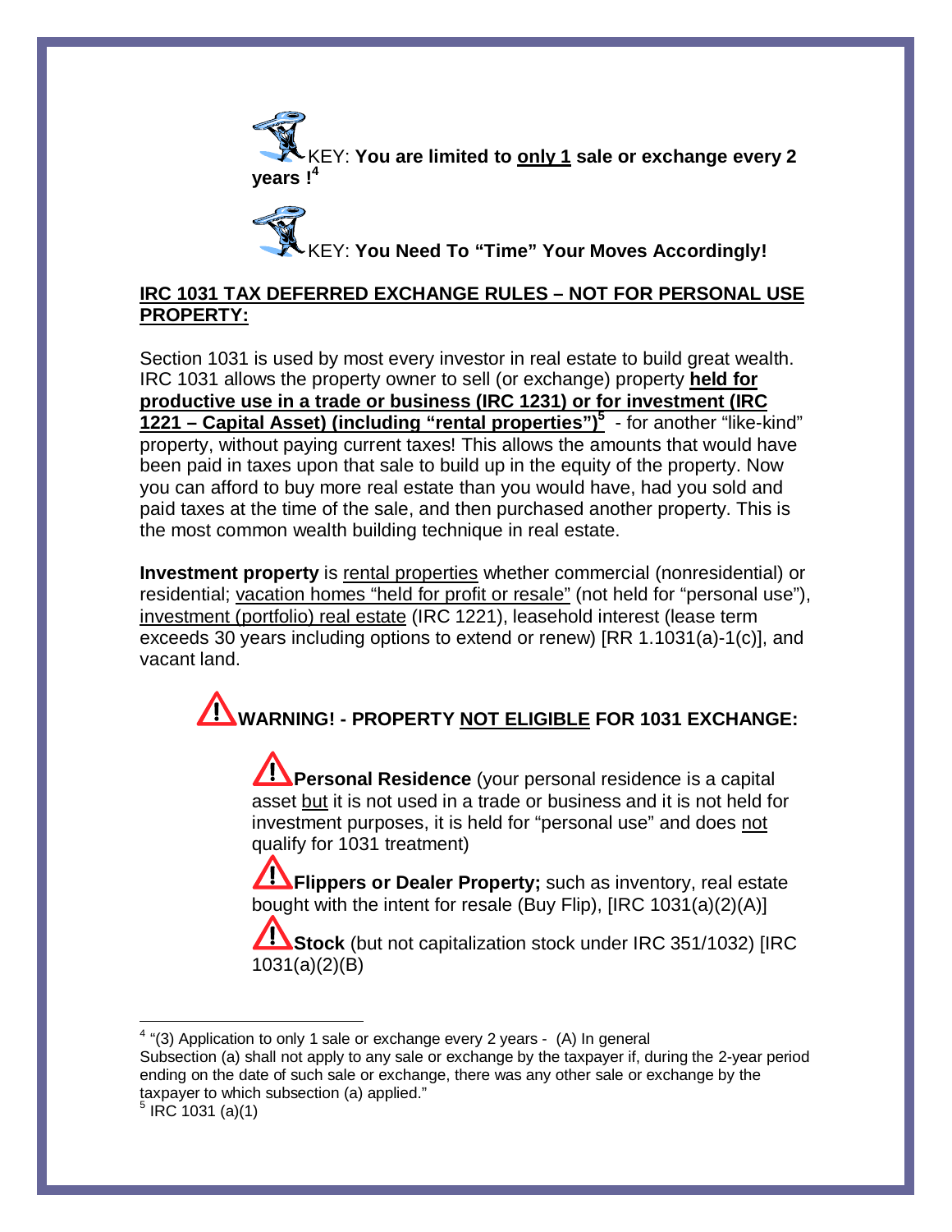KEY: **You are limited to <u>only 1</u> sale or exchange every 2 years !**[4]

KEY: **You Need To "Time" Your Moves Accordingly!**

## <u>IRC 1031 TAX DEFERRED EXCHANGE RULES – NOT FOR PERSONAL USE PROPERTY:</u>

Section 1031 is used by most every investor in real estate to build great wealth. IRC 1031 allows the property owner to sell (or exchange) property **<u>held for productive use in a trade or business (IRC 1231) or for investment (IRC 1221 – Capital Asset) (including "rental properties")</u>**[5] - for another "like-kind" property, without paying current taxes! This allows the amounts that would have been paid in taxes upon that sale to build up in the equity of the property. Now you can afford to buy more real estate than you would have, had you sold and paid taxes at the time of the sale, and then purchased another property. This is the most common wealth building technique in real estate.

**Investment property** is <u>rental properties</u> whether commercial (nonresidential) or residential; <u>vacation homes "held for profit or resale"</u> (not held for "personal use"), <u>investment (portfolio) real estate</u> (IRC 1221), leasehold interest (lease term exceeds 30 years including options to extend or renew) [RR 1.1031(a)-1(c)], and vacant land.

### WARNING! - PROPERTY <u>NOT ELIGIBLE</u> FOR 1031 EXCHANGE:

- **Personal Residence** (your personal residence is a capital asset <u>but</u> it is not used in a trade or business and it is not held for investment purposes, it is held for "personal use" and does <u>not</u> qualify for 1031 treatment)
- **Flippers or Dealer Property;** such as inventory, real estate bought with the intent for resale (Buy Flip), [IRC 1031(a)(2)(A)]
- **Stock** (but not capitalization stock under IRC 351/1032) [IRC 1031(a)(2)(B)

---

[4] "(3) Application to only 1 sale or exchange every 2 years - (A) In general
Subsection (a) shall not apply to any sale or exchange by the taxpayer if, during the 2-year period ending on the date of such sale or exchange, there was any other sale or exchange by the taxpayer to which subsection (a) applied."

[5] IRC 1031 (a)(1)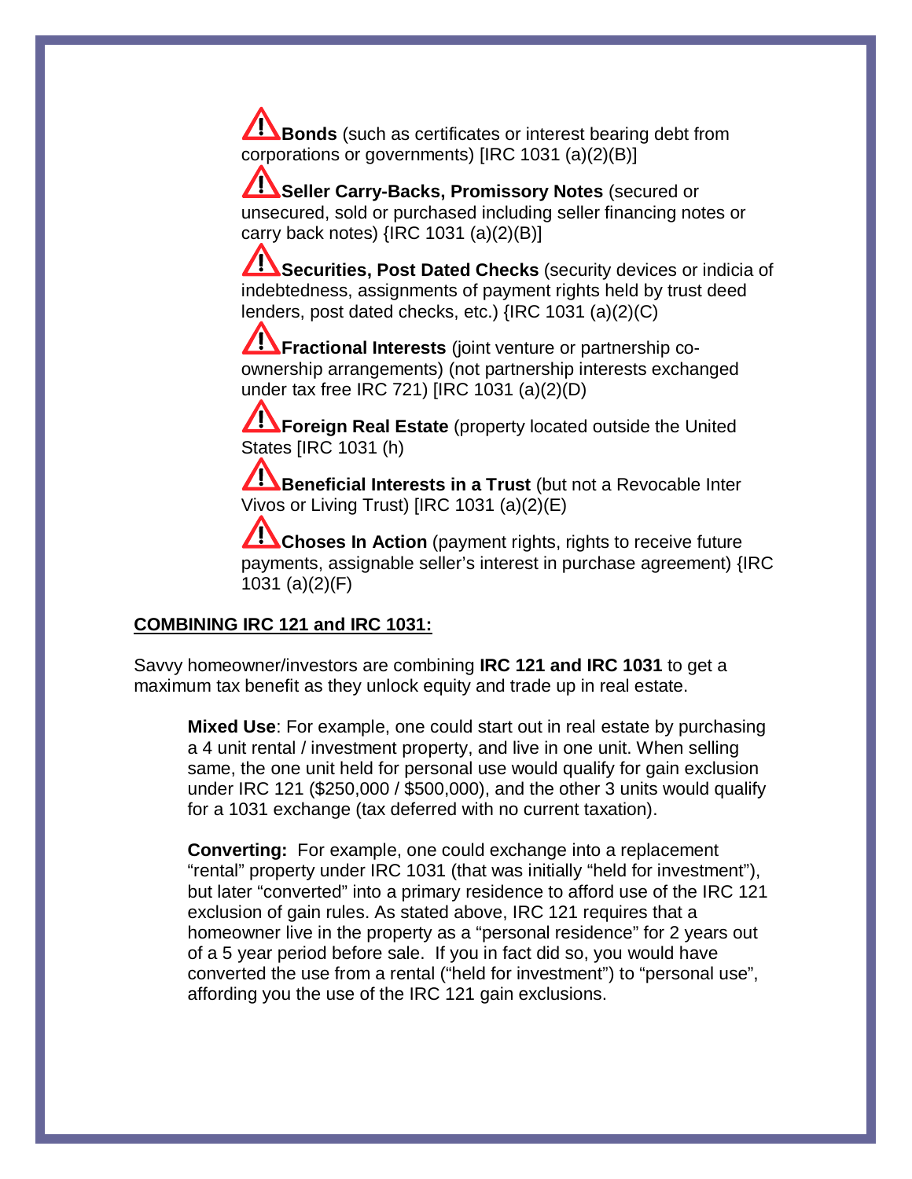⚠ **Bonds** (such as certificates or interest bearing debt from corporations or governments) [IRC 1031 (a)(2)(B)]

⚠ **Seller Carry-Backs, Promissory Notes** (secured or unsecured, sold or purchased including seller financing notes or carry back notes) {IRC 1031 (a)(2)(B)]

⚠ **Securities, Post Dated Checks** (security devices or indicia of indebtedness, assignments of payment rights held by trust deed lenders, post dated checks, etc.) {IRC 1031 (a)(2)(C)

⚠ **Fractional Interests** (joint venture or partnership co-ownership arrangements) (not partnership interests exchanged under tax free IRC 721) [IRC 1031 (a)(2)(D)

⚠ **Foreign Real Estate** (property located outside the United States [IRC 1031 (h)

⚠ **Beneficial Interests in a Trust** (but not a Revocable Inter Vivos or Living Trust) [IRC 1031 (a)(2)(E)

⚠ **Choses In Action** (payment rights, rights to receive future payments, assignable seller's interest in purchase agreement) {IRC 1031 (a)(2)(F)

**COMBINING IRC 121 and IRC 1031:**

Savvy homeowner/investors are combining **IRC 121 and IRC 1031** to get a maximum tax benefit as they unlock equity and trade up in real estate.

> **Mixed Use**: For example, one could start out in real estate by purchasing a 4 unit rental / investment property, and live in one unit. When selling same, the one unit held for personal use would qualify for gain exclusion under IRC 121 ($250,000 / $500,000), and the other 3 units would qualify for a 1031 exchange (tax deferred with no current taxation).
>
> **Converting:** For example, one could exchange into a replacement "rental" property under IRC 1031 (that was initially "held for investment"), but later "converted" into a primary residence to afford use of the IRC 121 exclusion of gain rules. As stated above, IRC 121 requires that a homeowner live in the property as a "personal residence" for 2 years out of a 5 year period before sale. If you in fact did so, you would have converted the use from a rental ("held for investment") to "personal use", affording you the use of the IRC 121 gain exclusions.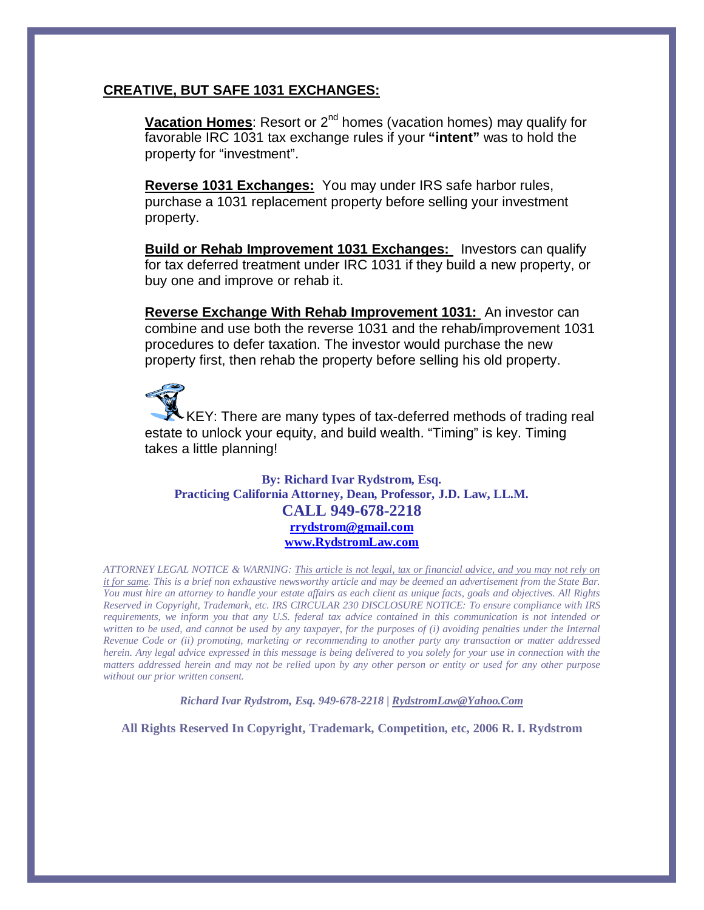## CREATIVE, BUT SAFE 1031 EXCHANGES:

**Vacation Homes**: Resort or 2nd homes (vacation homes) may qualify for favorable IRC 1031 tax exchange rules if your **"intent"** was to hold the property for "investment".

**Reverse 1031 Exchanges:** You may under IRS safe harbor rules, purchase a 1031 replacement property before selling your investment property.

**Build or Rehab Improvement 1031 Exchanges:** Investors can qualify for tax deferred treatment under IRC 1031 if they build a new property, or buy one and improve or rehab it.

**Reverse Exchange With Rehab Improvement 1031:** An investor can combine and use both the reverse 1031 and the rehab/improvement 1031 procedures to defer taxation. The investor would purchase the new property first, then rehab the property before selling his old property.

KEY: There are many types of tax-deferred methods of trading real estate to unlock your equity, and build wealth. "Timing" is key. Timing takes a little planning!

**By: Richard Ivar Rydstrom, Esq.**
**Practicing California Attorney, Dean, Professor, J.D. Law, LL.M.**
**CALL 949-678-2218**
**rrydstrom@gmail.com**
**www.RydstromLaw.com**

*ATTORNEY LEGAL NOTICE & WARNING: This article is not legal, tax or financial advice, and you may not rely on it for same. This is a brief non exhaustive newsworthy article and may be deemed an advertisement from the State Bar. You must hire an attorney to handle your estate affairs as each client as unique facts, goals and objectives. All Rights Reserved in Copyright, Trademark, etc. IRS CIRCULAR 230 DISCLOSURE NOTICE: To ensure compliance with IRS requirements, we inform you that any U.S. federal tax advice contained in this communication is not intended or written to be used, and cannot be used by any taxpayer, for the purposes of (i) avoiding penalties under the Internal Revenue Code or (ii) promoting, marketing or recommending to another party any transaction or matter addressed herein. Any legal advice expressed in this message is being delivered to you solely for your use in connection with the matters addressed herein and may not be relied upon by any other person or entity or used for any other purpose without our prior written consent.*

***Richard Ivar Rydstrom, Esq. 949-678-2218 | RydstromLaw@Yahoo.Com***

**All Rights Reserved In Copyright, Trademark, Competition, etc, 2006 R. I. Rydstrom**